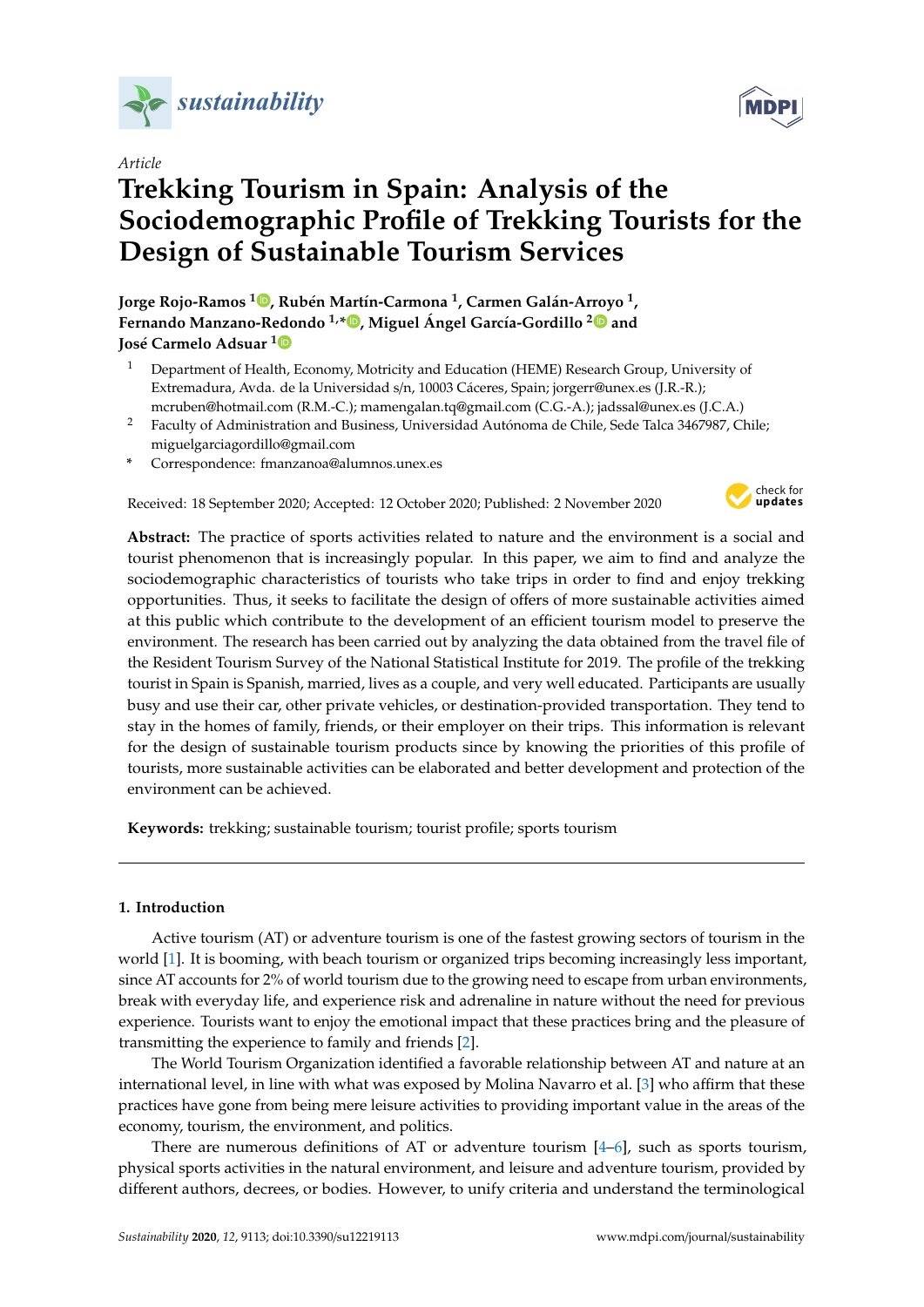*Article*

# Trekking Tourism in Spain: Analysis of the Sociodemographic Profile of Trekking Tourists for the Design of Sustainable Tourism Services

**Jorge Rojo-Ramos [1], Rubén Martín-Carmona [1], Carmen Galán-Arroyo [1], Fernando Manzano-Redondo [1,*], Miguel Ángel García-Gordillo [2] and José Carmelo Adsuar [1]**

[1] Department of Health, Economy, Motricity and Education (HEME) Research Group, University of Extremadura, Avda. de la Universidad s/n, 10003 Cáceres, Spain; jorgerr@unex.es (J.R.-R.); mcruben@hotmail.com (R.M.-C.); mamengalan.tq@gmail.com (C.G.-A.); jadssal@unex.es (J.C.A.)

[2] Faculty of Administration and Business, Universidad Autónoma de Chile, Sede Talca 3467987, Chile; miguelgarciagordillo@gmail.com

* Correspondence: fmanzanoa@alumnos.unex.es

Received: 18 September 2020; Accepted: 12 October 2020; Published: 2 November 2020

**Abstract:** The practice of sports activities related to nature and the environment is a social and tourist phenomenon that is increasingly popular. In this paper, we aim to find and analyze the sociodemographic characteristics of tourists who take trips in order to find and enjoy trekking opportunities. Thus, it seeks to facilitate the design of offers of more sustainable activities aimed at this public which contribute to the development of an efficient tourism model to preserve the environment. The research has been carried out by analyzing the data obtained from the travel file of the Resident Tourism Survey of the National Statistical Institute for 2019. The profile of the trekking tourist in Spain is Spanish, married, lives as a couple, and very well educated. Participants are usually busy and use their car, other private vehicles, or destination-provided transportation. They tend to stay in the homes of family, friends, or their employer on their trips. This information is relevant for the design of sustainable tourism products since by knowing the priorities of this profile of tourists, more sustainable activities can be elaborated and better development and protection of the environment can be achieved.

**Keywords:** trekking; sustainable tourism; tourist profile; sports tourism

## 1. Introduction

Active tourism (AT) or adventure tourism is one of the fastest growing sectors of tourism in the world [1]. It is booming, with beach tourism or organized trips becoming increasingly less important, since AT accounts for 2% of world tourism due to the growing need to escape from urban environments, break with everyday life, and experience risk and adrenaline in nature without the need for previous experience. Tourists want to enjoy the emotional impact that these practices bring and the pleasure of transmitting the experience to family and friends [2].

The World Tourism Organization identified a favorable relationship between AT and nature at an international level, in line with what was exposed by Molina Navarro et al. [3] who affirm that these practices have gone from being mere leisure activities to providing important value in the areas of the economy, tourism, the environment, and politics.

There are numerous definitions of AT or adventure tourism [4–6], such as sports tourism, physical sports activities in the natural environment, and leisure and adventure tourism, provided by different authors, decrees, or bodies. However, to unify criteria and understand the terminological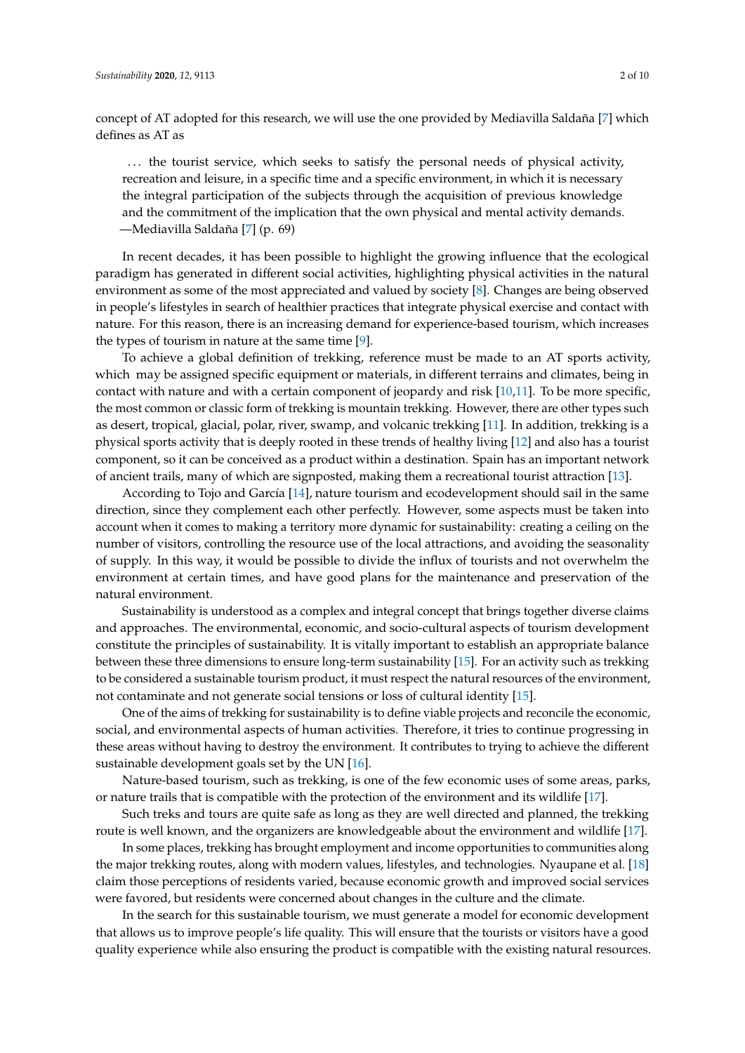concept of AT adopted for this research, we will use the one provided by Mediavilla Saldaña [7] which defines as AT as

> ... the tourist service, which seeks to satisfy the personal needs of physical activity, recreation and leisure, in a specific time and a specific environment, in which it is necessary the integral participation of the subjects through the acquisition of previous knowledge and the commitment of the implication that the own physical and mental activity demands. —Mediavilla Saldaña [7] (p. 69)

In recent decades, it has been possible to highlight the growing influence that the ecological paradigm has generated in different social activities, highlighting physical activities in the natural environment as some of the most appreciated and valued by society [8]. Changes are being observed in people's lifestyles in search of healthier practices that integrate physical exercise and contact with nature. For this reason, there is an increasing demand for experience-based tourism, which increases the types of tourism in nature at the same time [9].

To achieve a global definition of trekking, reference must be made to an AT sports activity, which may be assigned specific equipment or materials, in different terrains and climates, being in contact with nature and with a certain component of jeopardy and risk [10,11]. To be more specific, the most common or classic form of trekking is mountain trekking. However, there are other types such as desert, tropical, glacial, polar, river, swamp, and volcanic trekking [11]. In addition, trekking is a physical sports activity that is deeply rooted in these trends of healthy living [12] and also has a tourist component, so it can be conceived as a product within a destination. Spain has an important network of ancient trails, many of which are signposted, making them a recreational tourist attraction [13].

According to Tojo and García [14], nature tourism and ecodevelopment should sail in the same direction, since they complement each other perfectly. However, some aspects must be taken into account when it comes to making a territory more dynamic for sustainability: creating a ceiling on the number of visitors, controlling the resource use of the local attractions, and avoiding the seasonality of supply. In this way, it would be possible to divide the influx of tourists and not overwhelm the environment at certain times, and have good plans for the maintenance and preservation of the natural environment.

Sustainability is understood as a complex and integral concept that brings together diverse claims and approaches. The environmental, economic, and socio-cultural aspects of tourism development constitute the principles of sustainability. It is vitally important to establish an appropriate balance between these three dimensions to ensure long-term sustainability [15]. For an activity such as trekking to be considered a sustainable tourism product, it must respect the natural resources of the environment, not contaminate and not generate social tensions or loss of cultural identity [15].

One of the aims of trekking for sustainability is to define viable projects and reconcile the economic, social, and environmental aspects of human activities. Therefore, it tries to continue progressing in these areas without having to destroy the environment. It contributes to trying to achieve the different sustainable development goals set by the UN [16].

Nature-based tourism, such as trekking, is one of the few economic uses of some areas, parks, or nature trails that is compatible with the protection of the environment and its wildlife [17].

Such treks and tours are quite safe as long as they are well directed and planned, the trekking route is well known, and the organizers are knowledgeable about the environment and wildlife [17].

In some places, trekking has brought employment and income opportunities to communities along the major trekking routes, along with modern values, lifestyles, and technologies. Nyaupane et al. [18] claim those perceptions of residents varied, because economic growth and improved social services were favored, but residents were concerned about changes in the culture and the climate.

In the search for this sustainable tourism, we must generate a model for economic development that allows us to improve people's life quality. This will ensure that the tourists or visitors have a good quality experience while also ensuring the product is compatible with the existing natural resources.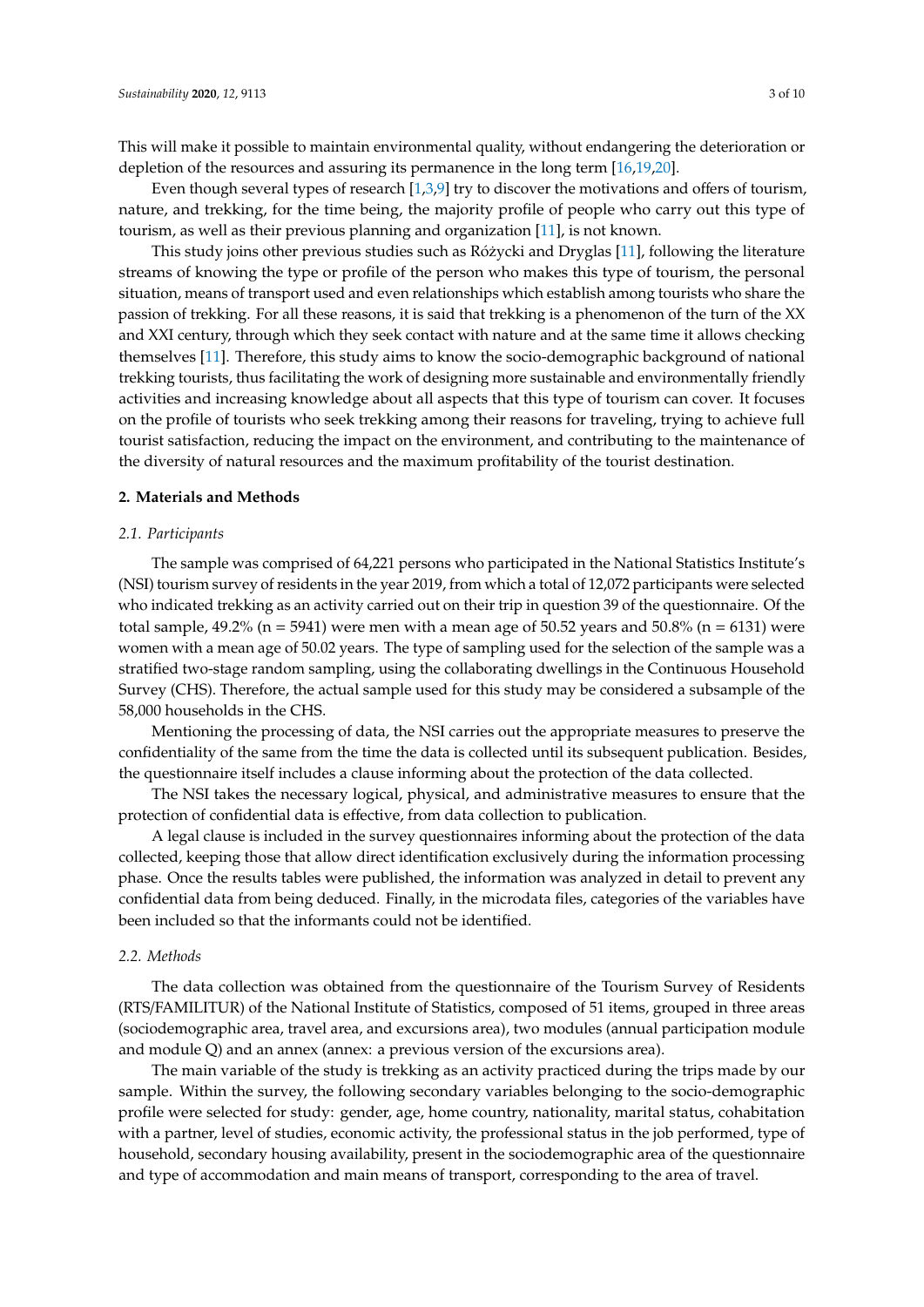This will make it possible to maintain environmental quality, without endangering the deterioration or depletion of the resources and assuring its permanence in the long term [16,19,20].

Even though several types of research [1,3,9] try to discover the motivations and offers of tourism, nature, and trekking, for the time being, the majority profile of people who carry out this type of tourism, as well as their previous planning and organization [11], is not known.

This study joins other previous studies such as Różycki and Dryglas [11], following the literature streams of knowing the type or profile of the person who makes this type of tourism, the personal situation, means of transport used and even relationships which establish among tourists who share the passion of trekking. For all these reasons, it is said that trekking is a phenomenon of the turn of the XX and XXI century, through which they seek contact with nature and at the same time it allows checking themselves [11]. Therefore, this study aims to know the socio-demographic background of national trekking tourists, thus facilitating the work of designing more sustainable and environmentally friendly activities and increasing knowledge about all aspects that this type of tourism can cover. It focuses on the profile of tourists who seek trekking among their reasons for traveling, trying to achieve full tourist satisfaction, reducing the impact on the environment, and contributing to the maintenance of the diversity of natural resources and the maximum profitability of the tourist destination.

## 2. Materials and Methods

### 2.1. Participants

The sample was comprised of 64,221 persons who participated in the National Statistics Institute's (NSI) tourism survey of residents in the year 2019, from which a total of 12,072 participants were selected who indicated trekking as an activity carried out on their trip in question 39 of the questionnaire. Of the total sample, 49.2% (n = 5941) were men with a mean age of 50.52 years and 50.8% (n = 6131) were women with a mean age of 50.02 years. The type of sampling used for the selection of the sample was a stratified two-stage random sampling, using the collaborating dwellings in the Continuous Household Survey (CHS). Therefore, the actual sample used for this study may be considered a subsample of the 58,000 households in the CHS.

Mentioning the processing of data, the NSI carries out the appropriate measures to preserve the confidentiality of the same from the time the data is collected until its subsequent publication. Besides, the questionnaire itself includes a clause informing about the protection of the data collected.

The NSI takes the necessary logical, physical, and administrative measures to ensure that the protection of confidential data is effective, from data collection to publication.

A legal clause is included in the survey questionnaires informing about the protection of the data collected, keeping those that allow direct identification exclusively during the information processing phase. Once the results tables were published, the information was analyzed in detail to prevent any confidential data from being deduced. Finally, in the microdata files, categories of the variables have been included so that the informants could not be identified.

### 2.2. Methods

The data collection was obtained from the questionnaire of the Tourism Survey of Residents (RTS/FAMILITUR) of the National Institute of Statistics, composed of 51 items, grouped in three areas (sociodemographic area, travel area, and excursions area), two modules (annual participation module and module Q) and an annex (annex: a previous version of the excursions area).

The main variable of the study is trekking as an activity practiced during the trips made by our sample. Within the survey, the following secondary variables belonging to the socio-demographic profile were selected for study: gender, age, home country, nationality, marital status, cohabitation with a partner, level of studies, economic activity, the professional status in the job performed, type of household, secondary housing availability, present in the sociodemographic area of the questionnaire and type of accommodation and main means of transport, corresponding to the area of travel.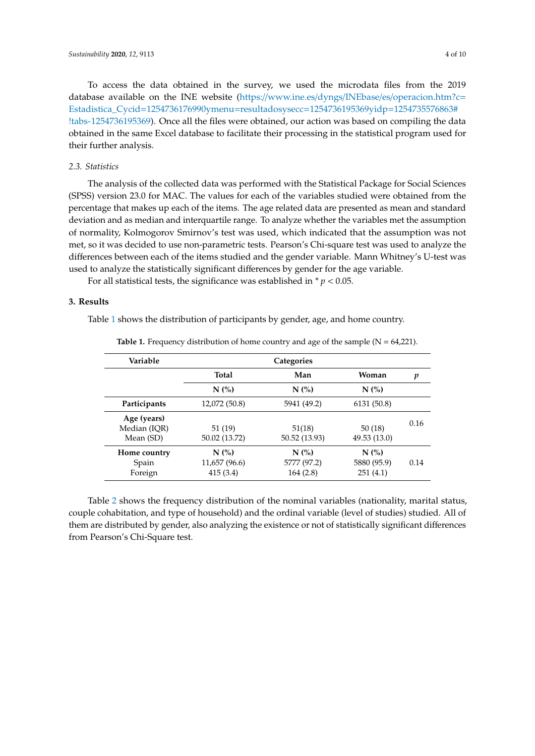To access the data obtained in the survey, we used the microdata files from the 2019 database available on the INE website (https://www.ine.es/dyngs/INEbase/es/operacion.htm?c=Estadistica_Cycid=1254736176990ymenu=resultadosysecc=1254736195369yidp=1254735576863#!tabs-1254736195369). Once all the files were obtained, our action was based on compiling the data obtained in the same Excel database to facilitate their processing in the statistical program used for their further analysis.

### 2.3. Statistics

The analysis of the collected data was performed with the Statistical Package for Social Sciences (SPSS) version 23.0 for MAC. The values for each of the variables studied were obtained from the percentage that makes up each of the items. The age related data are presented as mean and standard deviation and as median and interquartile range. To analyze whether the variables met the assumption of normality, Kolmogorov Smirnov's test was used, which indicated that the assumption was not met, so it was decided to use non-parametric tests. Pearson's Chi-square test was used to analyze the differences between each of the items studied and the gender variable. Mann Whitney's U-test was used to analyze the statistically significant differences by gender for the age variable.

For all statistical tests, the significance was established in * $p < 0.05$.

## 3. Results

Table 1 shows the distribution of participants by gender, age, and home country.

**Table 1.** Frequency distribution of home country and age of the sample (N = 64,221).

| Variable | Categories | | | |
|---|---|---|---|---|
| | **Total** | **Man** | **Woman** | ***p*** |
| | **N (%)** | **N (%)** | **N (%)** | |
| **Participants** | 12,072 (50.8) | 5941 (49.2) | 6131 (50.8) | |
| **Age (years)** | | | | 0.16 |
| Median (IQR) | 51 (19) | 51(18) | 50 (18) | |
| Mean (SD) | 50.02 (13.72) | 50.52 (13.93) | 49.53 (13.0) | |
| **Home country** | **N (%)** | **N (%)** | **N (%)** | |
| Spain | 11,657 (96.6) | 5777 (97.2) | 5880 (95.9) | 0.14 |
| Foreign | 415 (3.4) | 164 (2.8) | 251 (4.1) | |

Table 2 shows the frequency distribution of the nominal variables (nationality, marital status, couple cohabitation, and type of household) and the ordinal variable (level of studies) studied. All of them are distributed by gender, also analyzing the existence or not of statistically significant differences from Pearson's Chi-Square test.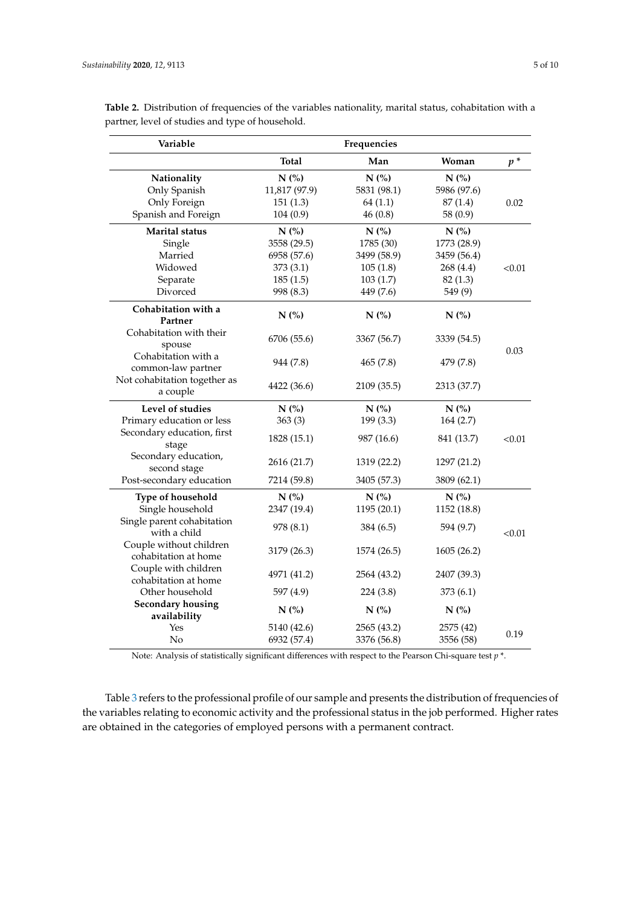**Table 2.** Distribution of frequencies of the variables nationality, marital status, cohabitation with a partner, level of studies and type of household.

| Variable | Frequencies | | | |
|---|---|---|---|---|
| | **Total** | **Man** | **Woman** | $p$ * |
| **Nationality** | **N (%)** | **N (%)** | **N (%)** | |
| Only Spanish | 11,817 (97.9) | 5831 (98.1) | 5986 (97.6) | |
| Only Foreign | 151 (1.3) | 64 (1.1) | 87 (1.4) | 0.02 |
| Spanish and Foreign | 104 (0.9) | 46 (0.8) | 58 (0.9) | |
| **Marital status** | **N (%)** | **N (%)** | **N (%)** | |
| Single | 3558 (29.5) | 1785 (30) | 1773 (28.9) | |
| Married | 6958 (57.6) | 3499 (58.9) | 3459 (56.4) | |
| Widowed | 373 (3.1) | 105 (1.8) | 268 (4.4) | <0.01 |
| Separate | 185 (1.5) | 103 (1.7) | 82 (1.3) | |
| Divorced | 998 (8.3) | 449 (7.6) | 549 (9) | |
| **Cohabitation with a Partner** | **N (%)** | **N (%)** | **N (%)** | |
| Cohabitation with their spouse | 6706 (55.6) | 3367 (56.7) | 3339 (54.5) | |
| Cohabitation with a common-law partner | 944 (7.8) | 465 (7.8) | 479 (7.8) | 0.03 |
| Not cohabitation together as a couple | 4422 (36.6) | 2109 (35.5) | 2313 (37.7) | |
| **Level of studies** | **N (%)** | **N (%)** | **N (%)** | |
| Primary education or less | 363 (3) | 199 (3.3) | 164 (2.7) | |
| Secondary education, first stage | 1828 (15.1) | 987 (16.6) | 841 (13.7) | <0.01 |
| Secondary education, second stage | 2616 (21.7) | 1319 (22.2) | 1297 (21.2) | |
| Post-secondary education | 7214 (59.8) | 3405 (57.3) | 3809 (62.1) | |
| **Type of household** | **N (%)** | **N (%)** | **N (%)** | |
| Single household | 2347 (19.4) | 1195 (20.1) | 1152 (18.8) | |
| Single parent cohabitation with a child | 978 (8.1) | 384 (6.5) | 594 (9.7) | <0.01 |
| Couple without children cohabitation at home | 3179 (26.3) | 1574 (26.5) | 1605 (26.2) | |
| Couple with children cohabitation at home | 4971 (41.2) | 2564 (43.2) | 2407 (39.3) | |
| Other household | 597 (4.9) | 224 (3.8) | 373 (6.1) | |
| **Secondary housing availability** | **N (%)** | **N (%)** | **N (%)** | |
| Yes | 5140 (42.6) | 2565 (43.2) | 2575 (42) | 0.19 |
| No | 6932 (57.4) | 3376 (56.8) | 3556 (58) | |

Note: Analysis of statistically significant differences with respect to the Pearson Chi-square test $p$ *.

Table 3 refers to the professional profile of our sample and presents the distribution of frequencies of the variables relating to economic activity and the professional status in the job performed. Higher rates are obtained in the categories of employed persons with a permanent contract.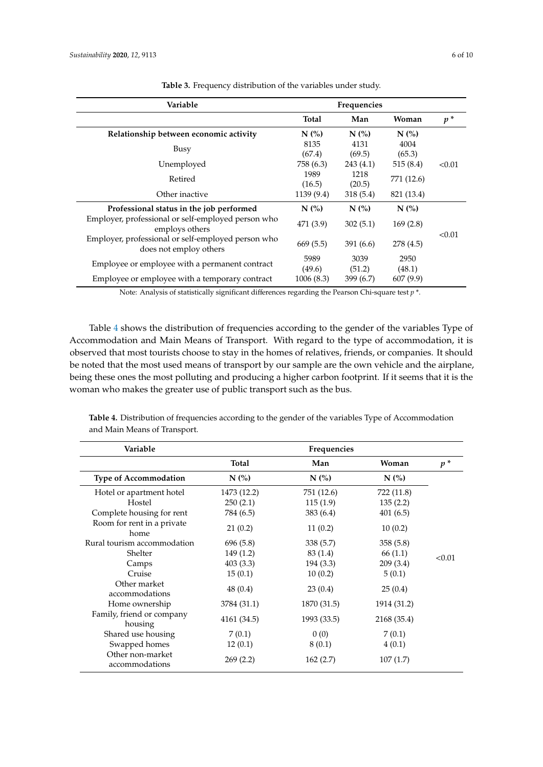**Table 3.** Frequency distribution of the variables under study.

| Variable | Frequencies | | | |
|---|---|---|---|---|
| | **Total** | **Man** | **Woman** | $p$ * |
| **Relationship between economic activity** | **N (%)** | **N (%)** | **N (%)** | |
| Busy | 8135 (67.4) | 4131 (69.5) | 4004 (65.3) | <0.01 |
| Unemployed | 758 (6.3) | 243 (4.1) | 515 (8.4) | |
| Retired | 1989 (16.5) | 1218 (20.5) | 771 (12.6) | |
| Other inactive | 1139 (9.4) | 318 (5.4) | 821 (13.4) | |
| **Professional status in the job performed** | **N (%)** | **N (%)** | **N (%)** | |
| Employer, professional or self-employed person who employs others | 471 (3.9) | 302 (5.1) | 169 (2.8) | <0.01 |
| Employer, professional or self-employed person who does not employ others | 669 (5.5) | 391 (6.6) | 278 (4.5) | |
| Employee or employee with a permanent contract | 5989 (49.6) | 3039 (51.2) | 2950 (48.1) | |
| Employee or employee with a temporary contract | 1006 (8.3) | 399 (6.7) | 607 (9.9) | |

Note: Analysis of statistically significant differences regarding the Pearson Chi-square test $p$ *.

Table 4 shows the distribution of frequencies according to the gender of the variables Type of Accommodation and Main Means of Transport. With regard to the type of accommodation, it is observed that most tourists choose to stay in the homes of relatives, friends, or companies. It should be noted that the most used means of transport by our sample are the own vehicle and the airplane, being these ones the most polluting and producing a higher carbon footprint. If it seems that it is the woman who makes the greater use of public transport such as the bus.

**Table 4.** Distribution of frequencies according to the gender of the variables Type of Accommodation and Main Means of Transport.

| Variable | Frequencies | | | |
|---|---|---|---|---|
| | **Total** | **Man** | **Woman** | $p$ * |
| **Type of Accommodation** | **N (%)** | **N (%)** | **N (%)** | |
| Hotel or apartment hotel | 1473 (12.2) | 751 (12.6) | 722 (11.8) | <0.01 |
| Hostel | 250 (2.1) | 115 (1.9) | 135 (2.2) | |
| Complete housing for rent | 784 (6.5) | 383 (6.4) | 401 (6.5) | |
| Room for rent in a private home | 21 (0.2) | 11 (0.2) | 10 (0.2) | |
| Rural tourism accommodation | 696 (5.8) | 338 (5.7) | 358 (5.8) | |
| Shelter | 149 (1.2) | 83 (1.4) | 66 (1.1) | |
| Camps | 403 (3.3) | 194 (3.3) | 209 (3.4) | |
| Cruise | 15 (0.1) | 10 (0.2) | 5 (0.1) | |
| Other market accommodations | 48 (0.4) | 23 (0.4) | 25 (0.4) | |
| Home ownership | 3784 (31.1) | 1870 (31.5) | 1914 (31.2) | |
| Family, friend or company housing | 4161 (34.5) | 1993 (33.5) | 2168 (35.4) | |
| Shared use housing | 7 (0.1) | 0 (0) | 7 (0.1) | |
| Swapped homes | 12 (0.1) | 8 (0.1) | 4 (0.1) | |
| Other non-market accommodations | 269 (2.2) | 162 (2.7) | 107 (1.7) | |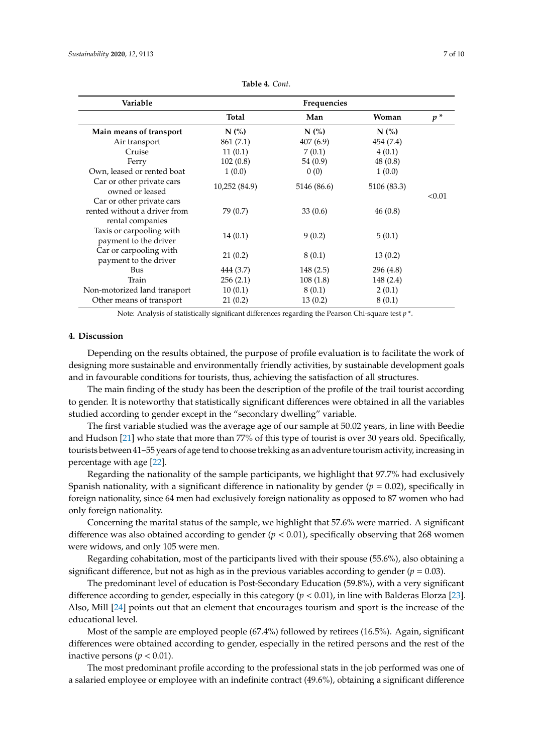**Table 4.** *Cont.*

| Variable | Frequencies | | | |
|---|---|---|---|---|
| | **Total** | **Man** | **Woman** | ***p* *** |
| **Main means of transport** | **N (%)** | **N (%)** | **N (%)** | |
| Air transport | 861 (7.1) | 407 (6.9) | 454 (7.4) | |
| Cruise | 11 (0.1) | 7 (0.1) | 4 (0.1) | |
| Ferry | 102 (0.8) | 54 (0.9) | 48 (0.8) | |
| Own, leased or rented boat | 1 (0.0) | 0 (0) | 1 (0.0) | |
| Car or other private cars owned or leased | 10,252 (84.9) | 5146 (86.6) | 5106 (83.3) | |
| Car or other private cars rented without a driver from rental companies | 79 (0.7) | 33 (0.6) | 46 (0.8) | <0.01 |
| Taxis or carpooling with payment to the driver | 14 (0.1) | 9 (0.2) | 5 (0.1) | |
| Car or carpooling with payment to the driver | 21 (0.2) | 8 (0.1) | 13 (0.2) | |
| Bus | 444 (3.7) | 148 (2.5) | 296 (4.8) | |
| Train | 256 (2.1) | 108 (1.8) | 148 (2.4) | |
| Non-motorized land transport | 10 (0.1) | 8 (0.1) | 2 (0.1) | |
| Other means of transport | 21 (0.2) | 13 (0.2) | 8 (0.1) | |

Note: Analysis of statistically significant differences regarding the Pearson Chi-square test *p* *.

## 4. Discussion

Depending on the results obtained, the purpose of profile evaluation is to facilitate the work of designing more sustainable and environmentally friendly activities, by sustainable development goals and in favourable conditions for tourists, thus, achieving the satisfaction of all structures.

The main finding of the study has been the description of the profile of the trail tourist according to gender. It is noteworthy that statistically significant differences were obtained in all the variables studied according to gender except in the "secondary dwelling" variable.

The first variable studied was the average age of our sample at 50.02 years, in line with Beedie and Hudson [21] who state that more than 77% of this type of tourist is over 30 years old. Specifically, tourists between 41–55 years of age tend to choose trekking as an adventure tourism activity, increasing in percentage with age [22].

Regarding the nationality of the sample participants, we highlight that 97.7% had exclusively Spanish nationality, with a significant difference in nationality by gender ($p = 0.02$), specifically in foreign nationality, since 64 men had exclusively foreign nationality as opposed to 87 women who had only foreign nationality.

Concerning the marital status of the sample, we highlight that 57.6% were married. A significant difference was also obtained according to gender ($p < 0.01$), specifically observing that 268 women were widows, and only 105 were men.

Regarding cohabitation, most of the participants lived with their spouse (55.6%), also obtaining a significant difference, but not as high as in the previous variables according to gender ($p = 0.03$).

The predominant level of education is Post-Secondary Education (59.8%), with a very significant difference according to gender, especially in this category ($p < 0.01$), in line with Balderas Elorza [23]. Also, Mill [24] points out that an element that encourages tourism and sport is the increase of the educational level.

Most of the sample are employed people (67.4%) followed by retirees (16.5%). Again, significant differences were obtained according to gender, especially in the retired persons and the rest of the inactive persons ($p < 0.01$).

The most predominant profile according to the professional stats in the job performed was one of a salaried employee or employee with an indefinite contract (49.6%), obtaining a significant difference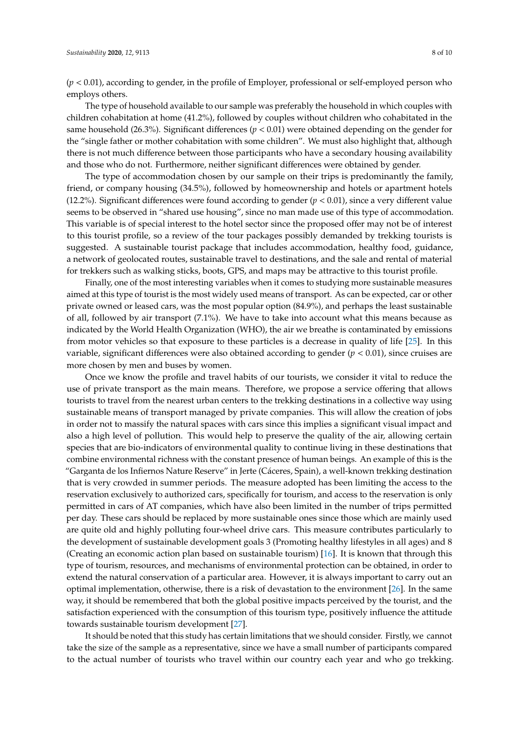($p < 0.01$), according to gender, in the profile of Employer, professional or self-employed person who employs others.

The type of household available to our sample was preferably the household in which couples with children cohabitation at home (41.2%), followed by couples without children who cohabitated in the same household (26.3%). Significant differences ($p < 0.01$) were obtained depending on the gender for the "single father or mother cohabitation with some children". We must also highlight that, although there is not much difference between those participants who have a secondary housing availability and those who do not. Furthermore, neither significant differences were obtained by gender.

The type of accommodation chosen by our sample on their trips is predominantly the family, friend, or company housing (34.5%), followed by homeownership and hotels or apartment hotels (12.2%). Significant differences were found according to gender ($p < 0.01$), since a very different value seems to be observed in "shared use housing", since no man made use of this type of accommodation. This variable is of special interest to the hotel sector since the proposed offer may not be of interest to this tourist profile, so a review of the tour packages possibly demanded by trekking tourists is suggested. A sustainable tourist package that includes accommodation, healthy food, guidance, a network of geolocated routes, sustainable travel to destinations, and the sale and rental of material for trekkers such as walking sticks, boots, GPS, and maps may be attractive to this tourist profile.

Finally, one of the most interesting variables when it comes to studying more sustainable measures aimed at this type of tourist is the most widely used means of transport. As can be expected, car or other private owned or leased cars, was the most popular option (84.9%), and perhaps the least sustainable of all, followed by air transport (7.1%). We have to take into account what this means because as indicated by the World Health Organization (WHO), the air we breathe is contaminated by emissions from motor vehicles so that exposure to these particles is a decrease in quality of life [25]. In this variable, significant differences were also obtained according to gender ($p < 0.01$), since cruises are more chosen by men and buses by women.

Once we know the profile and travel habits of our tourists, we consider it vital to reduce the use of private transport as the main means. Therefore, we propose a service offering that allows tourists to travel from the nearest urban centers to the trekking destinations in a collective way using sustainable means of transport managed by private companies. This will allow the creation of jobs in order not to massify the natural spaces with cars since this implies a significant visual impact and also a high level of pollution. This would help to preserve the quality of the air, allowing certain species that are bio-indicators of environmental quality to continue living in these destinations that combine environmental richness with the constant presence of human beings. An example of this is the "Garganta de los Infiernos Nature Reserve" in Jerte (Cáceres, Spain), a well-known trekking destination that is very crowded in summer periods. The measure adopted has been limiting the access to the reservation exclusively to authorized cars, specifically for tourism, and access to the reservation is only permitted in cars of AT companies, which have also been limited in the number of trips permitted per day. These cars should be replaced by more sustainable ones since those which are mainly used are quite old and highly polluting four-wheel drive cars. This measure contributes particularly to the development of sustainable development goals 3 (Promoting healthy lifestyles in all ages) and 8 (Creating an economic action plan based on sustainable tourism) [16]. It is known that through this type of tourism, resources, and mechanisms of environmental protection can be obtained, in order to extend the natural conservation of a particular area. However, it is always important to carry out an optimal implementation, otherwise, there is a risk of devastation to the environment [26]. In the same way, it should be remembered that both the global positive impacts perceived by the tourist, and the satisfaction experienced with the consumption of this tourism type, positively influence the attitude towards sustainable tourism development [27].

It should be noted that this study has certain limitations that we should consider. Firstly, we cannot take the size of the sample as a representative, since we have a small number of participants compared to the actual number of tourists who travel within our country each year and who go trekking.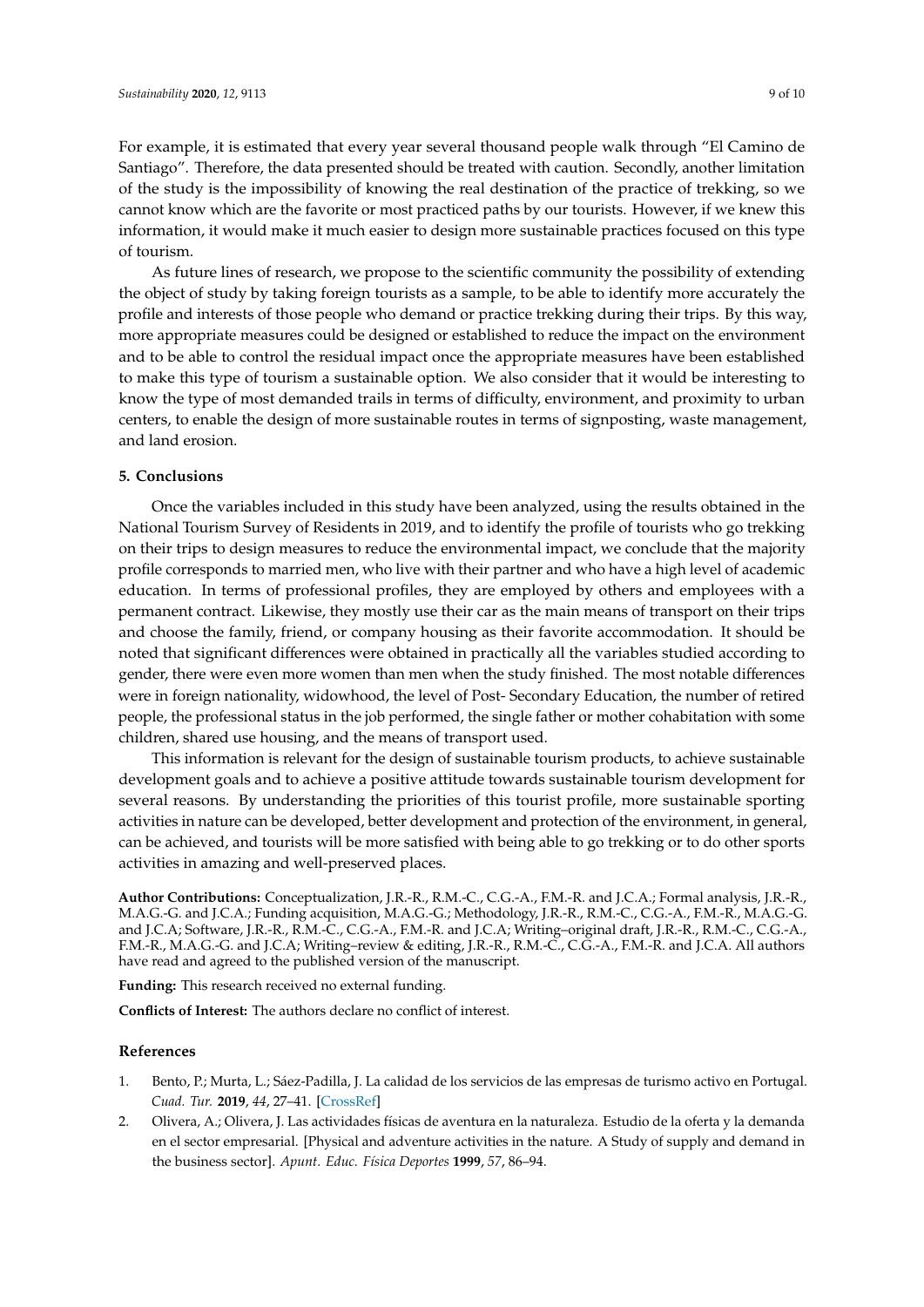For example, it is estimated that every year several thousand people walk through "El Camino de Santiago". Therefore, the data presented should be treated with caution. Secondly, another limitation of the study is the impossibility of knowing the real destination of the practice of trekking, so we cannot know which are the favorite or most practiced paths by our tourists. However, if we knew this information, it would make it much easier to design more sustainable practices focused on this type of tourism.

As future lines of research, we propose to the scientific community the possibility of extending the object of study by taking foreign tourists as a sample, to be able to identify more accurately the profile and interests of those people who demand or practice trekking during their trips. By this way, more appropriate measures could be designed or established to reduce the impact on the environment and to be able to control the residual impact once the appropriate measures have been established to make this type of tourism a sustainable option. We also consider that it would be interesting to know the type of most demanded trails in terms of difficulty, environment, and proximity to urban centers, to enable the design of more sustainable routes in terms of signposting, waste management, and land erosion.

## 5. Conclusions

Once the variables included in this study have been analyzed, using the results obtained in the National Tourism Survey of Residents in 2019, and to identify the profile of tourists who go trekking on their trips to design measures to reduce the environmental impact, we conclude that the majority profile corresponds to married men, who live with their partner and who have a high level of academic education. In terms of professional profiles, they are employed by others and employees with a permanent contract. Likewise, they mostly use their car as the main means of transport on their trips and choose the family, friend, or company housing as their favorite accommodation. It should be noted that significant differences were obtained in practically all the variables studied according to gender, there were even more women than men when the study finished. The most notable differences were in foreign nationality, widowhood, the level of Post- Secondary Education, the number of retired people, the professional status in the job performed, the single father or mother cohabitation with some children, shared use housing, and the means of transport used.

This information is relevant for the design of sustainable tourism products, to achieve sustainable development goals and to achieve a positive attitude towards sustainable tourism development for several reasons. By understanding the priorities of this tourist profile, more sustainable sporting activities in nature can be developed, better development and protection of the environment, in general, can be achieved, and tourists will be more satisfied with being able to go trekking or to do other sports activities in amazing and well-preserved places.

**Author Contributions:** Conceptualization, J.R.-R., R.M.-C., C.G.-A., F.M.-R. and J.C.A.; Formal analysis, J.R.-R., M.A.G.-G. and J.C.A.; Funding acquisition, M.A.G.-G.; Methodology, J.R.-R., R.M.-C., C.G.-A., F.M.-R., M.A.G.-G. and J.C.A; Software, J.R.-R., R.M.-C., C.G.-A., F.M.-R. and J.C.A; Writing–original draft, J.R.-R., R.M.-C., C.G.-A., F.M.-R., M.A.G.-G. and J.C.A; Writing–review & editing, J.R.-R., R.M.-C., C.G.-A., F.M.-R. and J.C.A. All authors have read and agreed to the published version of the manuscript.

**Funding:** This research received no external funding.

**Conflicts of Interest:** The authors declare no conflict of interest.

## References

1. Bento, P.; Murta, L.; Sáez-Padilla, J. La calidad de los servicios de las empresas de turismo activo en Portugal. *Cuad. Tur.* **2019**, *44*, 27–41. [CrossRef]
2. Olivera, A.; Olivera, J. Las actividades físicas de aventura en la naturaleza. Estudio de la oferta y la demanda en el sector empresarial. [Physical and adventure activities in the nature. A Study of supply and demand in the business sector]. *Apunt. Educ. Física Deportes* **1999**, *57*, 86–94.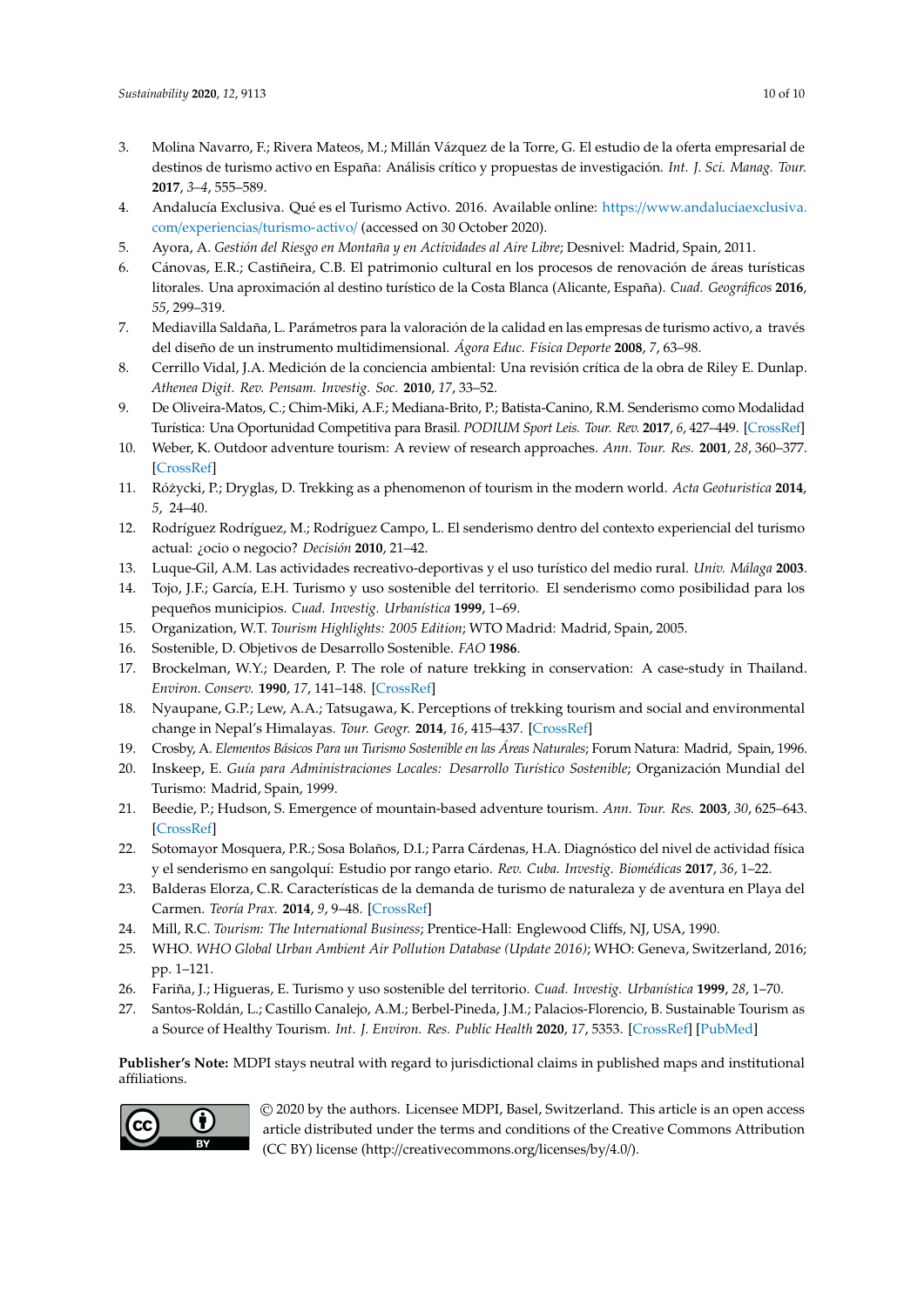3. Molina Navarro, F.; Rivera Mateos, M.; Millán Vázquez de la Torre, G. El estudio de la oferta empresarial de destinos de turismo activo en España: Análisis crítico y propuestas de investigación. *Int. J. Sci. Manag. Tour.* **2017**, *3–4*, 555–589.
4. Andalucía Exclusiva. Qué es el Turismo Activo. 2016. Available online: https://www.andaluciaexclusiva.com/experiencias/turismo-activo/ (accessed on 30 October 2020).
5. Ayora, A. *Gestión del Riesgo en Montaña y en Actividades al Aire Libre*; Desnivel: Madrid, Spain, 2011.
6. Cánovas, E.R.; Castiñeira, C.B. El patrimonio cultural en los procesos de renovación de áreas turísticas litorales. Una aproximación al destino turístico de la Costa Blanca (Alicante, España). *Cuad. Geográficos* **2016**, *55*, 299–319.
7. Mediavilla Saldaña, L. Parámetros para la valoración de la calidad en las empresas de turismo activo, a través del diseño de un instrumento multidimensional. *Ágora Educ. Física Deporte* **2008**, *7*, 63–98.
8. Cerrillo Vidal, J.A. Medición de la conciencia ambiental: Una revisión crítica de la obra de Riley E. Dunlap. *Athenea Digit. Rev. Pensam. Investig. Soc.* **2010**, *17*, 33–52.
9. De Oliveira-Matos, C.; Chim-Miki, A.F.; Mediana-Brito, P.; Batista-Canino, R.M. Senderismo como Modalidad Turística: Una Oportunidad Competitiva para Brasil. *PODIUM Sport Leis. Tour. Rev.* **2017**, *6*, 427–449. [CrossRef]
10. Weber, K. Outdoor adventure tourism: A review of research approaches. *Ann. Tour. Res.* **2001**, *28*, 360–377. [CrossRef]
11. Różycki, P.; Dryglas, D. Trekking as a phenomenon of tourism in the modern world. *Acta Geoturistica* **2014**, *5*, 24–40.
12. Rodríguez Rodríguez, M.; Rodríguez Campo, L. El senderismo dentro del contexto experiencial del turismo actual: ¿ocio o negocio? *Decisión* **2010**, 21–42.
13. Luque-Gil, A.M. Las actividades recreativo-deportivas y el uso turístico del medio rural. *Univ. Málaga* **2003**.
14. Tojo, J.F.; García, E.H. Turismo y uso sostenible del territorio. El senderismo como posibilidad para los pequeños municipios. *Cuad. Investig. Urbanística* **1999**, 1–69.
15. Organization, W.T. *Tourism Highlights: 2005 Edition*; WTO Madrid: Madrid, Spain, 2005.
16. Sostenible, D. Objetivos de Desarrollo Sostenible. *FAO* **1986**.
17. Brockelman, W.Y.; Dearden, P. The role of nature trekking in conservation: A case-study in Thailand. *Environ. Conserv.* **1990**, *17*, 141–148. [CrossRef]
18. Nyaupane, G.P.; Lew, A.A.; Tatsugawa, K. Perceptions of trekking tourism and social and environmental change in Nepal's Himalayas. *Tour. Geogr.* **2014**, *16*, 415–437. [CrossRef]
19. Crosby, A. *Elementos Básicos Para un Turismo Sostenible en las Áreas Naturales*; Forum Natura: Madrid, Spain, 1996.
20. Inskeep, E. *Guía para Administraciones Locales: Desarrollo Turístico Sostenible*; Organización Mundial del Turismo: Madrid, Spain, 1999.
21. Beedie, P.; Hudson, S. Emergence of mountain-based adventure tourism. *Ann. Tour. Res.* **2003**, *30*, 625–643. [CrossRef]
22. Sotomayor Mosquera, P.R.; Sosa Bolaños, D.I.; Parra Cárdenas, H.A. Diagnóstico del nivel de actividad física y el senderismo en sangolquí: Estudio por rango etario. *Rev. Cuba. Investig. Biomédicas* **2017**, *36*, 1–22.
23. Balderas Elorza, C.R. Características de la demanda de turismo de naturaleza y de aventura en Playa del Carmen. *Teoría Prax.* **2014**, *9*, 9–48. [CrossRef]
24. Mill, R.C. *Tourism: The International Business*; Prentice-Hall: Englewood Cliffs, NJ, USA, 1990.
25. WHO. *WHO Global Urban Ambient Air Pollution Database (Update 2016)*; WHO: Geneva, Switzerland, 2016; pp. 1–121.
26. Fariña, J.; Higueras, E. Turismo y uso sostenible del territorio. *Cuad. Investig. Urbanística* **1999**, *28*, 1–70.
27. Santos-Roldán, L.; Castillo Canalejo, A.M.; Berbel-Pineda, J.M.; Palacios-Florencio, B. Sustainable Tourism as a Source of Healthy Tourism. *Int. J. Environ. Res. Public Health* **2020**, *17*, 5353. [CrossRef] [PubMed]

**Publisher's Note:** MDPI stays neutral with regard to jurisdictional claims in published maps and institutional affiliations.

© 2020 by the authors. Licensee MDPI, Basel, Switzerland. This article is an open access article distributed under the terms and conditions of the Creative Commons Attribution (CC BY) license (http://creativecommons.org/licenses/by/4.0/).